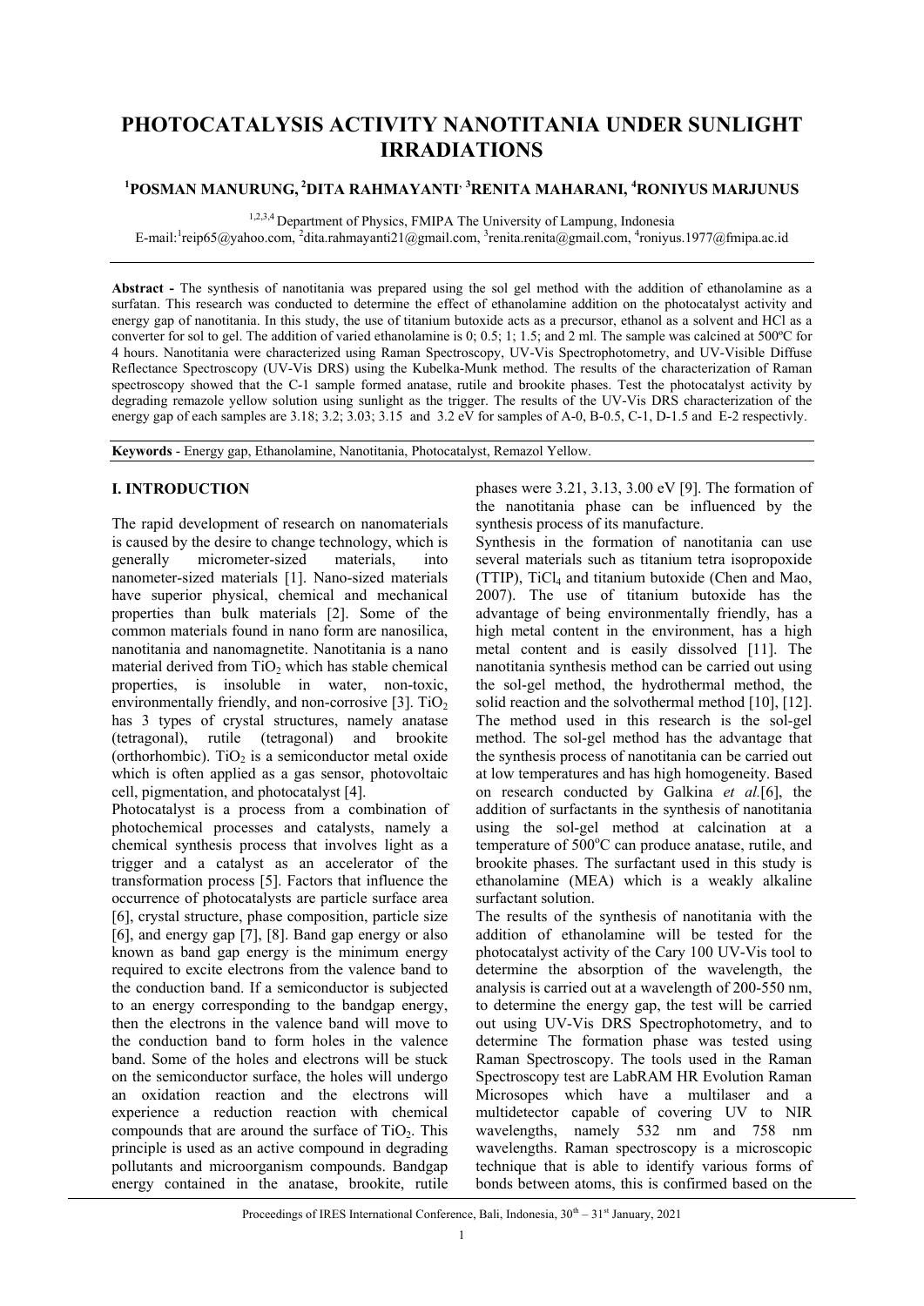# PHOTOCATALYSIS ACTIVITY NANOTITANIA UNDER SUNLIGHT IRRADIATIONS

### [1]POSMAN MANURUNG, [2]DITA RAHMAYANTI, [3]RENITA MAHARANI, [4]RONIYUS MARJUNUS

[1,2,3,4] Department of Physics, FMIPA The University of Lampung, Indonesia
E-mail:[1]reip65@yahoo.com, [2]dita.rahmayanti21@gmail.com, [3]renita.renita@gmail.com, [4]roniyus.1977@fmipa.ac.id

---

**Abstract -** The synthesis of nanotitania was prepared using the sol gel method with the addition of ethanolamine as a surfatan. This research was conducted to determine the effect of ethanolamine addition on the photocatalyst activity and energy gap of nanotitania. In this study, the use of titanium butoxide acts as a precursor, ethanol as a solvent and HCl as a converter for sol to gel. The addition of varied ethanolamine is 0; 0.5; 1; 1.5; and 2 ml. The sample was calcined at 500ºC for 4 hours. Nanotitania were characterized using Raman Spectroscopy, UV-Vis Spectrophotometry, and UV-Visible Diffuse Reflectance Spectroscopy (UV-Vis DRS) using the Kubelka-Munk method. The results of the characterization of Raman spectroscopy showed that the C-1 sample formed anatase, rutile and brookite phases. Test the photocatalyst activity by degrading remazole yellow solution using sunlight as the trigger. The results of the UV-Vis DRS characterization of the energy gap of each samples are 3.18; 3.2; 3.03; 3.15 and 3.2 eV for samples of A-0, B-0.5, C-1, D-1.5 and E-2 respectivly.

**Keywords** - Energy gap, Ethanolamine, Nanotitania, Photocatalyst, Remazol Yellow.

---

## I. INTRODUCTION

The rapid development of research on nanomaterials is caused by the desire to change technology, which is generally micrometer-sized materials, into nanometer-sized materials [1]. Nano-sized materials have superior physical, chemical and mechanical properties than bulk materials [2]. Some of the common materials found in nano form are nanosilica, nanotitania and nanomagnetite. Nanotitania is a nano material derived from $TiO_2$ which has stable chemical properties, is insoluble in water, non-toxic, environmentally friendly, and non-corrosive [3]. $TiO_2$ has 3 types of crystal structures, namely anatase (tetragonal), rutile (tetragonal) and brookite (orthorhombic). $TiO_2$ is a semiconductor metal oxide which is often applied as a gas sensor, photovoltaic cell, pigmentation, and photocatalyst [4].

Photocatalyst is a process from a combination of photochemical processes and catalysts, namely a chemical synthesis process that involves light as a trigger and a catalyst as an accelerator of the transformation process [5]. Factors that influence the occurrence of photocatalysts are particle surface area [6], crystal structure, phase composition, particle size [6], and energy gap [7], [8]. Band gap energy or also known as band gap energy is the minimum energy required to excite electrons from the valence band to the conduction band. If a semiconductor is subjected to an energy corresponding to the bandgap energy, then the electrons in the valence band will move to the conduction band to form holes in the valence band. Some of the holes and electrons will be stuck on the semiconductor surface, the holes will undergo an oxidation reaction and the electrons will experience a reduction reaction with chemical compounds that are around the surface of $TiO_2$. This principle is used as an active compound in degrading pollutants and microorganism compounds. Bandgap energy contained in the anatase, brookite, rutile phases were 3.21, 3.13, 3.00 eV [9]. The formation of the nanotitania phase can be influenced by the synthesis process of its manufacture.

Synthesis in the formation of nanotitania can use several materials such as titanium tetra isopropoxide (TTIP), $TiCl_4$ and titanium butoxide (Chen and Mao, 2007). The use of titanium butoxide has the advantage of being environmentally friendly, has a high metal content in the environment, has a high metal content and is easily dissolved [11]. The nanotitania synthesis method can be carried out using the sol-gel method, the hydrothermal method, the solid reaction and the solvothermal method [10], [12]. The method used in this research is the sol-gel method. The sol-gel method has the advantage that the synthesis process of nanotitania can be carried out at low temperatures and has high homogeneity. Based on research conducted by Galkina *et al.*[6], the addition of surfactants in the synthesis of nanotitania using the sol-gel method at calcination at a temperature of 500°C can produce anatase, rutile, and brookite phases. The surfactant used in this study is ethanolamine (MEA) which is a weakly alkaline surfactant solution.

The results of the synthesis of nanotitania with the addition of ethanolamine will be tested for the photocatalyst activity of the Cary 100 UV-Vis tool to determine the absorption of the wavelength, the analysis is carried out at a wavelength of 200-550 nm, to determine the energy gap, the test will be carried out using UV-Vis DRS Spectrophotometry, and to determine The formation phase was tested using Raman Spectroscopy. The tools used in the Raman Spectroscopy test are LabRAM HR Evolution Raman Microsopes which have a multilaser and a multidetector capable of covering UV to NIR wavelengths, namely 532 nm and 758 nm wavelengths. Raman spectroscopy is a microscopic technique that is able to identify various forms of bonds between atoms, this is confirmed based on the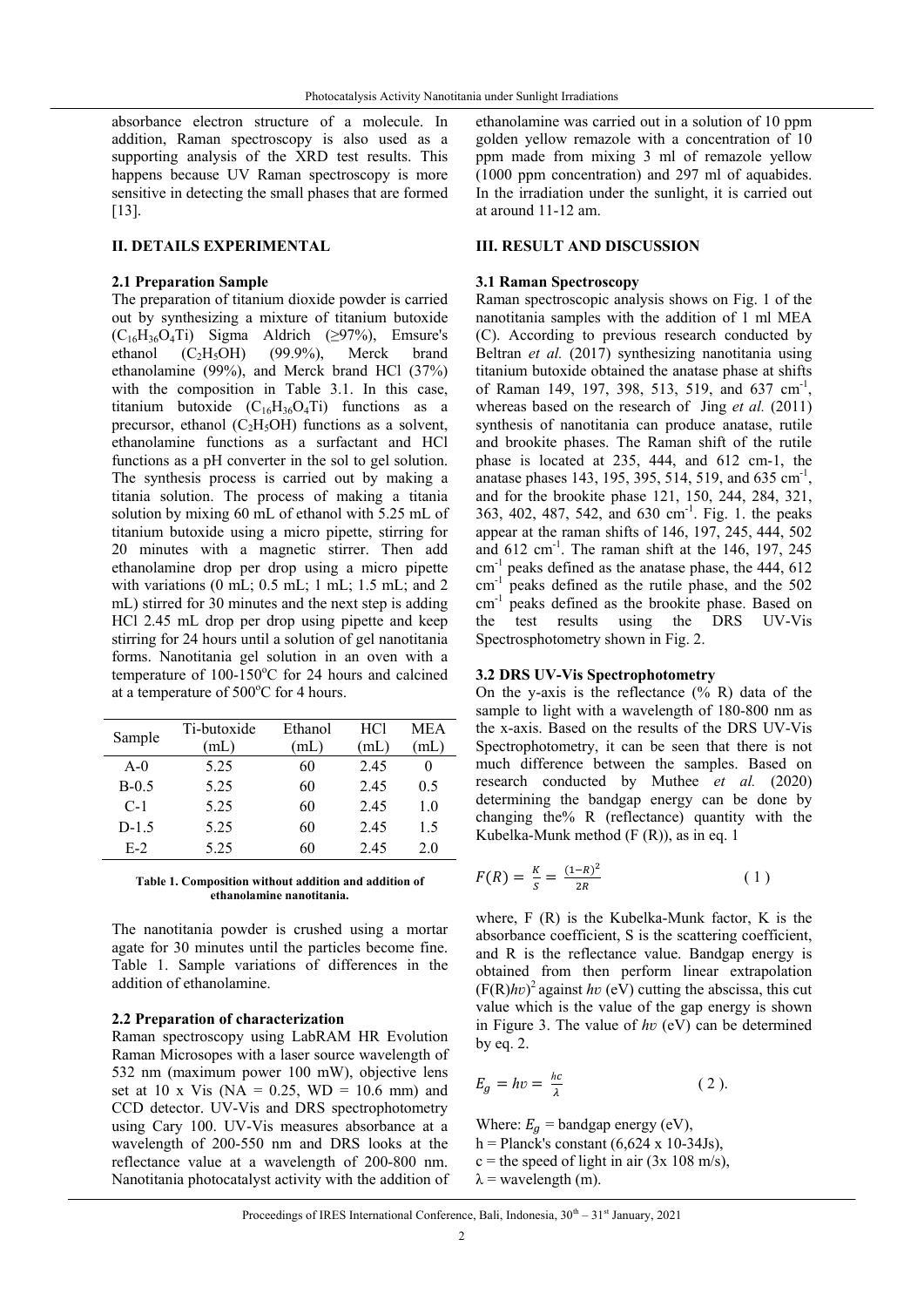absorbance electron structure of a molecule. In addition, Raman spectroscopy is also used as a supporting analysis of the XRD test results. This happens because UV Raman spectroscopy is more sensitive in detecting the small phases that are formed [13].

## II. DETAILS EXPERIMENTAL

### 2.1 Preparation Sample

The preparation of titanium dioxide powder is carried out by synthesizing a mixture of titanium butoxide ($C_{16}H_{36}O_4Ti$) Sigma Aldrich (≥97%), Emsure's ethanol ($C_2H_5OH$) (99.9%), Merck brand ethanolamine (99%), and Merck brand HCl (37%) with the composition in Table 3.1. In this case, titanium butoxide ($C_{16}H_{36}O_4Ti$) functions as a precursor, ethanol ($C_2H_5OH$) functions as a solvent, ethanolamine functions as a surfactant and HCl functions as a pH converter in the sol to gel solution. The synthesis process is carried out by making a titania solution. The process of making a titania solution by mixing 60 mL of ethanol with 5.25 mL of titanium butoxide using a micro pipette, stirring for 20 minutes with a magnetic stirrer. Then add ethanolamine drop per drop using a micro pipette with variations (0 mL; 0.5 mL; 1 mL; 1.5 mL; and 2 mL) stirred for 30 minutes and the next step is adding HCl 2.45 mL drop per drop using pipette and keep stirring for 24 hours until a solution of gel nanotitania forms. Nanotitania gel solution in an oven with a temperature of 100-150$^o$C for 24 hours and calcined at a temperature of 500$^o$C for 4 hours.

| Sample | Ti-butoxide (mL) | Ethanol (mL) | HCl (mL) | MEA (mL) |
|---|---|---|---|---|
| A-0 | 5.25 | 60 | 2.45 | 0 |
| B-0.5 | 5.25 | 60 | 2.45 | 0.5 |
| C-1 | 5.25 | 60 | 2.45 | 1.0 |
| D-1.5 | 5.25 | 60 | 2.45 | 1.5 |
| E-2 | 5.25 | 60 | 2.45 | 2.0 |

**Table 1. Composition without addition and addition of ethanolamine nanotitania.**

The nanotitania powder is crushed using a mortar agate for 30 minutes until the particles become fine. Table 1. Sample variations of differences in the addition of ethanolamine.

### 2.2 Preparation of characterization

Raman spectroscopy using LabRAM HR Evolution Raman Microsopes with a laser source wavelength of 532 nm (maximum power 100 mW), objective lens set at 10 x Vis (NA = 0.25, WD = 10.6 mm) and CCD detector. UV-Vis and DRS spectrophotometry using Cary 100. UV-Vis measures absorbance at a wavelength of 200-550 nm and DRS looks at the reflectance value at a wavelength of 200-800 nm. Nanotitania photocatalyst activity with the addition of ethanolamine was carried out in a solution of 10 ppm golden yellow remazole with a concentration of 10 ppm made from mixing 3 ml of remazole yellow (1000 ppm concentration) and 297 ml of aquabides. In the irradiation under the sunlight, it is carried out at around 11-12 am.

## III. RESULT AND DISCUSSION

### 3.1 Raman Spectroscopy

Raman spectroscopic analysis shows on Fig. 1 of the nanotitania samples with the addition of 1 ml MEA (C). According to previous research conducted by Beltran *et al.* (2017) synthesizing nanotitania using titanium butoxide obtained the anatase phase at shifts of Raman 149, 197, 398, 513, 519, and 637 cm$^{-1}$, whereas based on the research of Jing *et al.* (2011) synthesis of nanotitania can produce anatase, rutile and brookite phases. The Raman shift of the rutile phase is located at 235, 444, and 612 cm-1, the anatase phases 143, 195, 395, 514, 519, and 635 cm$^{-1}$, and for the brookite phase 121, 150, 244, 284, 321, 363, 402, 487, 542, and 630 cm$^{-1}$. Fig. 1. the peaks appear at the raman shifts of 146, 197, 245, 444, 502 and 612 cm$^{-1}$. The raman shift at the 146, 197, 245 cm$^{-1}$ peaks defined as the anatase phase, the 444, 612 cm$^{-1}$ peaks defined as the rutile phase, and the 502 cm$^{-1}$ peaks defined as the brookite phase. Based on the test results using the DRS UV-Vis Spectrosphotometry shown in Fig. 2.

### 3.2 DRS UV-Vis Spectrophotometry

On the y-axis is the reflectance (% R) data of the sample to light with a wavelength of 180-800 nm as the x-axis. Based on the results of the DRS UV-Vis Spectrophotometry, it can be seen that there is not much difference between the samples. Based on research conducted by Muthee *et al.* (2020) determining the bandgap energy can be done by changing the% R (reflectance) quantity with the Kubelka-Munk method (F (R)), as in eq. 1

$$F(R) = \frac{K}{S} = \frac{(1-R)^2}{2R} \qquad (1)$$

where, F (R) is the Kubelka-Munk factor, K is the absorbance coefficient, S is the scattering coefficient, and R is the reflectance value. Bandgap energy is obtained from then perform linear extrapolation $(F(R)h\upsilon)^2$ against $h\upsilon$ (eV) cutting the abscissa, this cut value which is the value of the gap energy is shown in Figure 3. The value of $h\upsilon$ (eV) can be determined by eq. 2.

$$E_g = h\upsilon = \frac{hc}{\lambda} \qquad (2).$$

Where: $E_g$ = bandgap energy (eV),
h = Planck's constant (6,624 x 10-34Js),
c = the speed of light in air (3x 108 m/s),
λ = wavelength (m).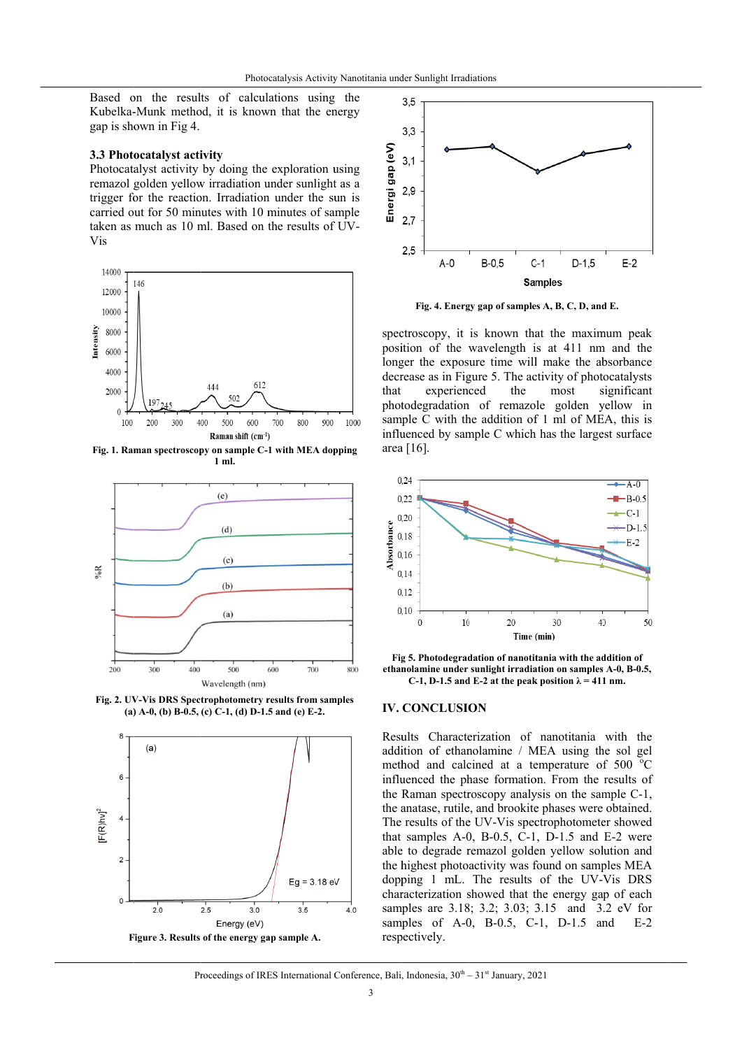Based on the results of calculations using the Kubelka-Munk method, it is known that the energy gap is shown in Fig 4.

### 3.3 Photocatalyst activity

Photocatalyst activity by doing the exploration using remazol golden yellow irradiation under sunlight as a trigger for the reaction. Irradiation under the sun is carried out for 50 minutes with 10 minutes of sample taken as much as 10 ml. Based on the results of UV-Vis spectroscopy, it is known that the maximum peak position of the wavelength is at 411 nm and the longer the exposure time will make the absorbance decrease as in Figure 5. The activity of photocatalysts that experienced the most significant photodegradation of remazole golden yellow in sample C with the addition of 1 ml of MEA, this is influenced by sample C which has the largest surface area [16].

**Fig. 1. Raman spectroscopy on sample C-1 with MEA dopping 1 ml.**

**Fig. 2. UV-Vis DRS Spectrophotometry results from samples (a) A-0, (b) B-0.5, (c) C-1, (d) D-1.5 and (e) E-2.**

**Figure 3. Results of the energy gap sample A.**

**Fig. 4. Energy gap of samples A, B, C, D, and E.**

**Fig 5. Photodegradation of nanotitania with the addition of ethanolamine under sunlight irradiation on samples A-0, B-0.5, C-1, D-1.5 and E-2 at the peak position λ = 411 nm.**

## IV. CONCLUSION

Results Characterization of nanotitania with the addition of ethanolamine / MEA using the sol gel method and calcined at a temperature of 500 °C influenced the phase formation. From the results of the Raman spectroscopy analysis on the sample C-1, the anatase, rutile, and brookite phases were obtained. The results of the UV-Vis spectrophotometer showed that samples A-0, B-0.5, C-1, D-1.5 and E-2 were able to degrade remazol golden yellow solution and the highest photoactivity was found on samples MEA dopping 1 mL. The results of the UV-Vis DRS characterization showed that the energy gap of each samples are 3.18; 3.2; 3.03; 3.15 and 3.2 eV for samples of A-0, B-0.5, C-1, D-1.5 and E-2 respectively.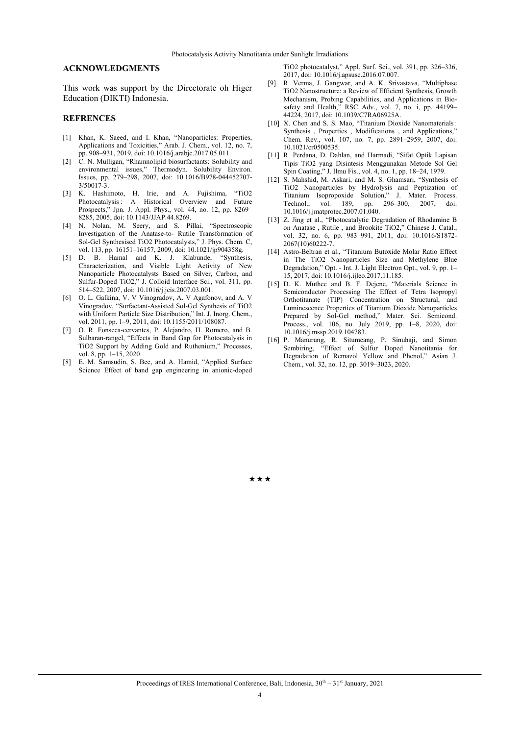## ACKNOWLEDGMENTS

This work was support by the Directorate oh Higer Education (DIKTI) Indonesia.

## REFRENCES

[1] Khan, K. Saeed, and I. Khan, "Nanoparticles: Properties, Applications and Toxicities," Arab. J. Chem., vol. 12, no. 7, pp. 908–931, 2019, doi: 10.1016/j.arabjc.2017.05.011.

[2] C. N. Mulligan, "Rhamnolipid biosurfactants: Solubility and environmental issues," Thermodyn. Solubility Environ. Issues, pp. 279–298, 2007, doi: 10.1016/B978-044452707-3/50017-3.

[3] K. Hashimoto, H. Irie, and A. Fujishima, "TiO2 Photocatalysis : A Historical Overview and Future Prospects," Jpn. J. Appl. Phys., vol. 44, no. 12, pp. 8269–8285, 2005, doi: 10.1143/JJAP.44.8269.

[4] N. Nolan, M. Seery, and S. Pillai, "Spectroscopic Investigation of the Anatase-to- Rutile Transformation of Sol-Gel Synthesised TiO2 Photocatalysts," J. Phys. Chem. C, vol. 113, pp. 16151–16157, 2009, doi: 10.1021/jp904358g.

[5] D. B. Hamal and K. J. Klabunde, "Synthesis, Characterization, and Visible Light Activity of New Nanoparticle Photocatalysts Based on Silver, Carbon, and Sulfur-Doped TiO2," J. Colloid Interface Sci., vol. 311, pp. 514–522, 2007, doi: 10.1016/j.jcis.2007.03.001.

[6] O. L. Galkina, V. V Vinogradov, A. V Agafonov, and A. V Vinogradov, "Surfactant-Assisted Sol-Gel Synthesis of TiO2 with Uniform Particle Size Distribution," Int. J. Inorg. Chem., vol. 2011, pp. 1–9, 2011, doi: 10.1155/2011/108087.

[7] O. R. Fonseca-cervantes, P. Alejandro, H. Romero, and B. Sulbaran-rangel, "Effects in Band Gap for Photocatalysis in TiO2 Support by Adding Gold and Ruthenium," Processes, vol. 8, pp. 1–15, 2020.

[8] E. M. Samsudin, S. Bee, and A. Hamid, "Applied Surface Science Effect of band gap engineering in anionic-doped TiO2 photocatalyst," Appl. Surf. Sci., vol. 391, pp. 326–336, 2017, doi: 10.1016/j.apsusc.2016.07.007.

[9] R. Verma, J. Gangwar, and A. K. Srivastava, "Multiphase TiO2 Nanostructure: a Review of Efficient Synthesis, Growth Mechanism, Probing Capabilities, and Applications in Bio-safety and Health," RSC Adv., vol. 7, no. i, pp. 44199–44224, 2017, doi: 10.1039/C7RA06925A.

[10] X. Chen and S. S. Mao, "Titanium Dioxide Nanomaterials : Synthesis , Properties , Modifications , and Applications," Chem. Rev., vol. 107, no. 7, pp. 2891–2959, 2007, doi: 10.1021/cr0500535.

[11] R. Perdana, D. Dahlan, and Harmadi, "Sifat Optik Lapisan Tipis TiO2 yang Disintesis Menggunakan Metode Sol Gel Spin Coating," J. Ilmu Fis., vol. 4, no. 1, pp. 18–24, 1979.

[12] S. Mahshid, M. Askari, and M. S. Ghamsari, "Synthesis of TiO2 Nanoparticles by Hydrolysis and Peptization of Titanium Isopropoxide Solution," J. Mater. Process. Technol., vol. 189, pp. 296–300, 2007, doi: 10.1016/j.jmatprotec.2007.01.040.

[13] Z. Jing et al., "Photocatalytic Degradation of Rhodamine B on Anatase , Rutile , and Brookite TiO2," Chinese J. Catal., vol. 32, no. 6, pp. 983–991, 2011, doi: 10.1016/S1872-2067(10)60222-7.

[14] Astro-Beltran et al., "Titanium Butoxide Molar Ratio Effect in The TiO2 Nanoparticles Size and Methylene Blue Degradation," Opt. - Int. J. Light Electron Opt., vol. 9, pp. 1–15, 2017, doi: 10.1016/j.ijleo.2017.11.185.

[15] D. K. Muthee and B. F. Dejene, "Materials Science in Semiconductor Processing The Effect of Tetra Isopropyl Orthotitanate (TIP) Concentration on Structural, and Luminescence Properties of Titanium Dioxide Nanoparticles Prepared by Sol-Gel method," Mater. Sci. Semicond. Process., vol. 106, no. July 2019, pp. 1–8, 2020, doi: 10.1016/j.mssp.2019.104783.

[16] P. Manurung, R. Situmeang, P. Sinuhaji, and Simon Sembiring, "Effect of Sulfur Doped Nanotitania for Degradation of Remazol Yellow and Phenol," Asian J. Chem., vol. 32, no. 12, pp. 3019–3023, 2020.

★★★